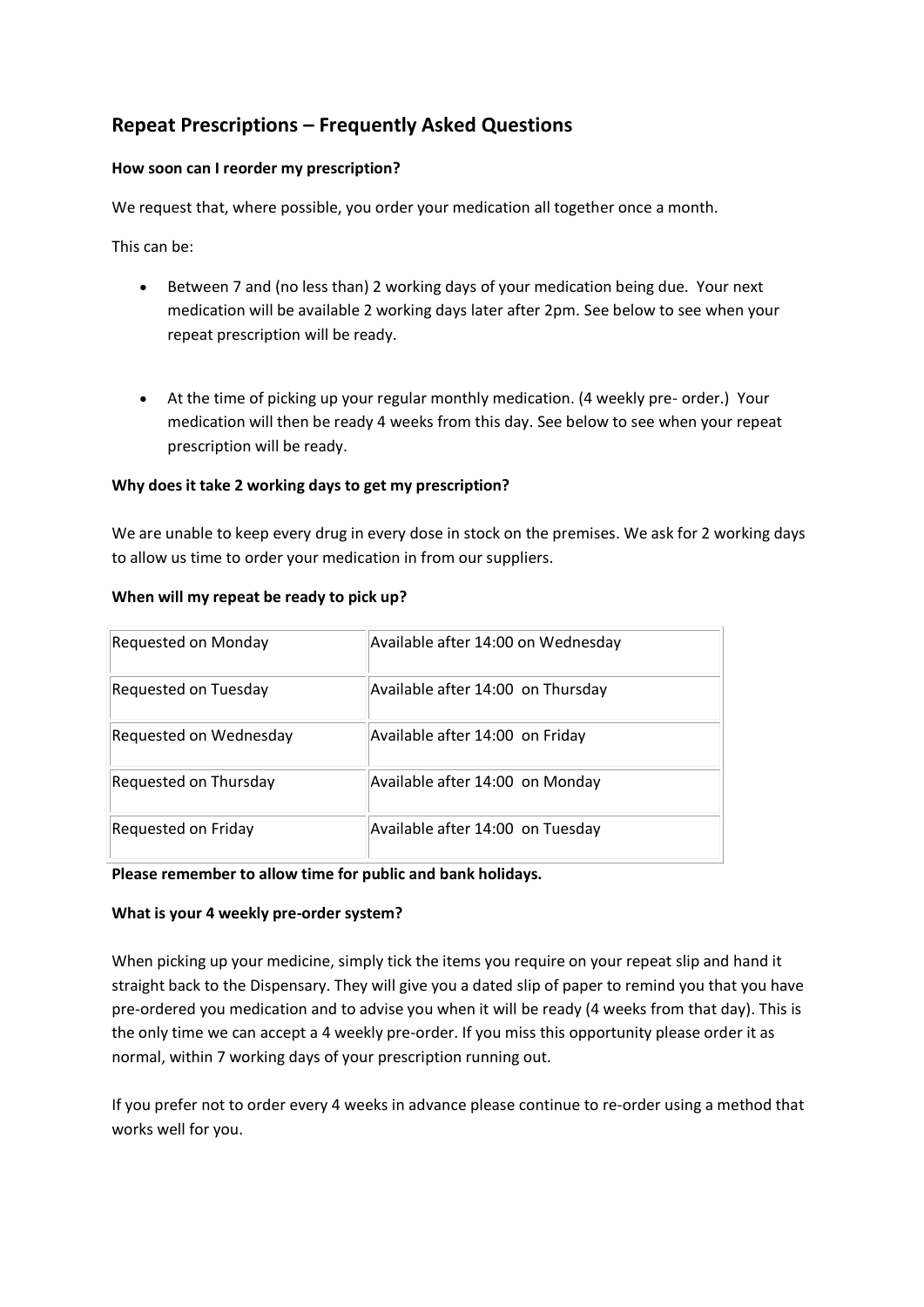## Repeat Prescriptions – Frequently Asked Questions

**How soon can I reorder my prescription?**

We request that, where possible, you order your medication all together once a month.

This can be:

- Between 7 and (no less than) 2 working days of your medication being due. Your next medication will be available 2 working days later after 2pm. See below to see when your repeat prescription will be ready.

- At the time of picking up your regular monthly medication. (4 weekly pre- order.) Your medication will then be ready 4 weeks from this day. See below to see when your repeat prescription will be ready.

**Why does it take 2 working days to get my prescription?**

We are unable to keep every drug in every dose in stock on the premises. We ask for 2 working days to allow us time to order your medication in from our suppliers.

**When will my repeat be ready to pick up?**

| Requested on Monday | Available after 14:00 on Wednesday |
|---|---|
| Requested on Tuesday | Available after 14:00 on Thursday |
| Requested on Wednesday | Available after 14:00 on Friday |
| Requested on Thursday | Available after 14:00 on Monday |
| Requested on Friday | Available after 14:00 on Tuesday |

**Please remember to allow time for public and bank holidays.**

**What is your 4 weekly pre-order system?**

When picking up your medicine, simply tick the items you require on your repeat slip and hand it straight back to the Dispensary. They will give you a dated slip of paper to remind you that you have pre-ordered you medication and to advise you when it will be ready (4 weeks from that day). This is the only time we can accept a 4 weekly pre-order. If you miss this opportunity please order it as normal, within 7 working days of your prescription running out.

If you prefer not to order every 4 weeks in advance please continue to re-order using a method that works well for you.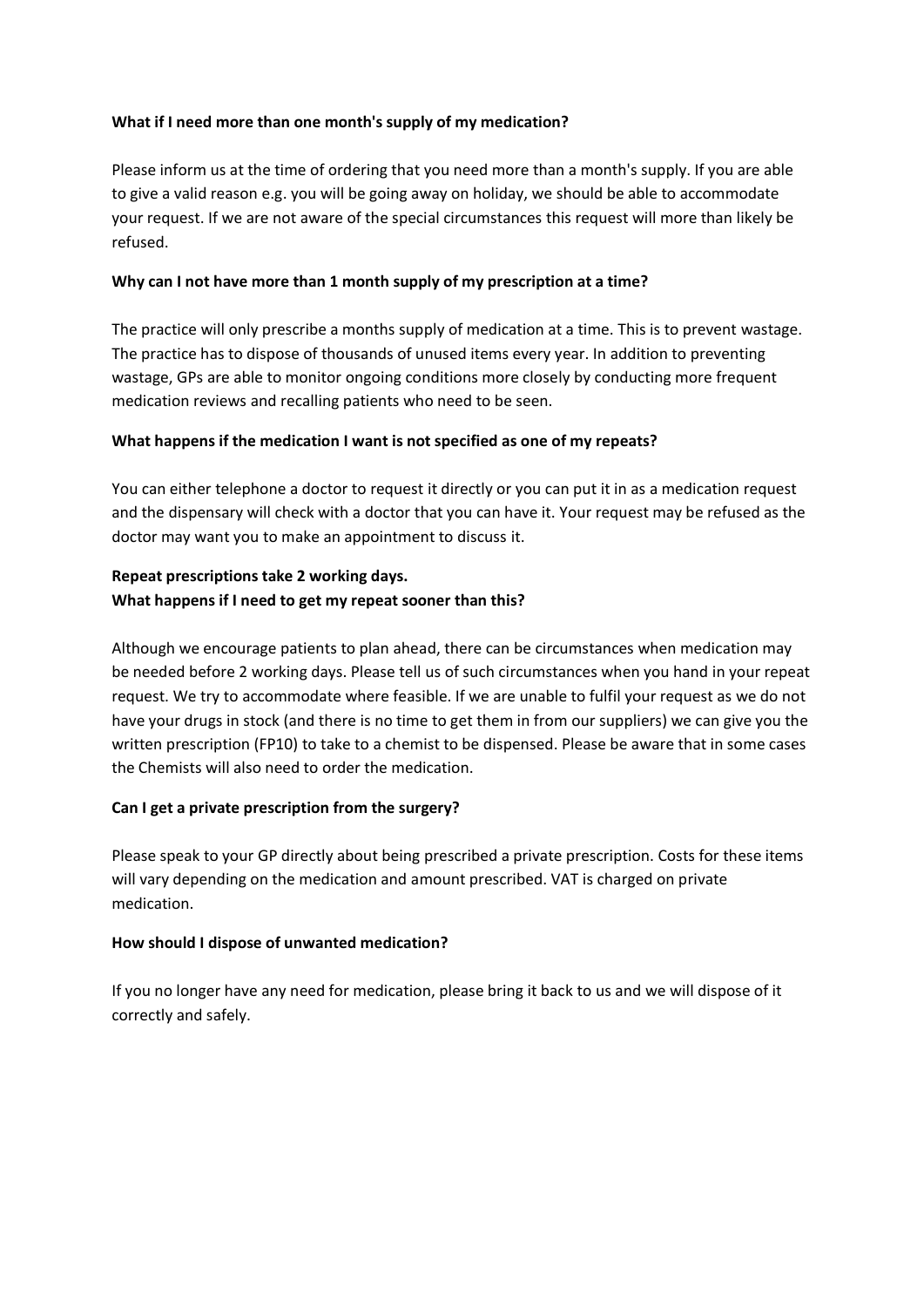**What if I need more than one month's supply of my medication?**

Please inform us at the time of ordering that you need more than a month's supply. If you are able to give a valid reason e.g. you will be going away on holiday, we should be able to accommodate your request. If we are not aware of the special circumstances this request will more than likely be refused.

**Why can I not have more than 1 month supply of my prescription at a time?**

The practice will only prescribe a months supply of medication at a time. This is to prevent wastage. The practice has to dispose of thousands of unused items every year. In addition to preventing wastage, GPs are able to monitor ongoing conditions more closely by conducting more frequent medication reviews and recalling patients who need to be seen.

**What happens if the medication I want is not specified as one of my repeats?**

You can either telephone a doctor to request it directly or you can put it in as a medication request and the dispensary will check with a doctor that you can have it. Your request may be refused as the doctor may want you to make an appointment to discuss it.

**Repeat prescriptions take 2 working days.**
**What happens if I need to get my repeat sooner than this?**

Although we encourage patients to plan ahead, there can be circumstances when medication may be needed before 2 working days. Please tell us of such circumstances when you hand in your repeat request. We try to accommodate where feasible. If we are unable to fulfil your request as we do not have your drugs in stock (and there is no time to get them in from our suppliers) we can give you the written prescription (FP10) to take to a chemist to be dispensed. Please be aware that in some cases the Chemists will also need to order the medication.

**Can I get a private prescription from the surgery?**

Please speak to your GP directly about being prescribed a private prescription. Costs for these items will vary depending on the medication and amount prescribed. VAT is charged on private medication.

**How should I dispose of unwanted medication?**

If you no longer have any need for medication, please bring it back to us and we will dispose of it correctly and safely.